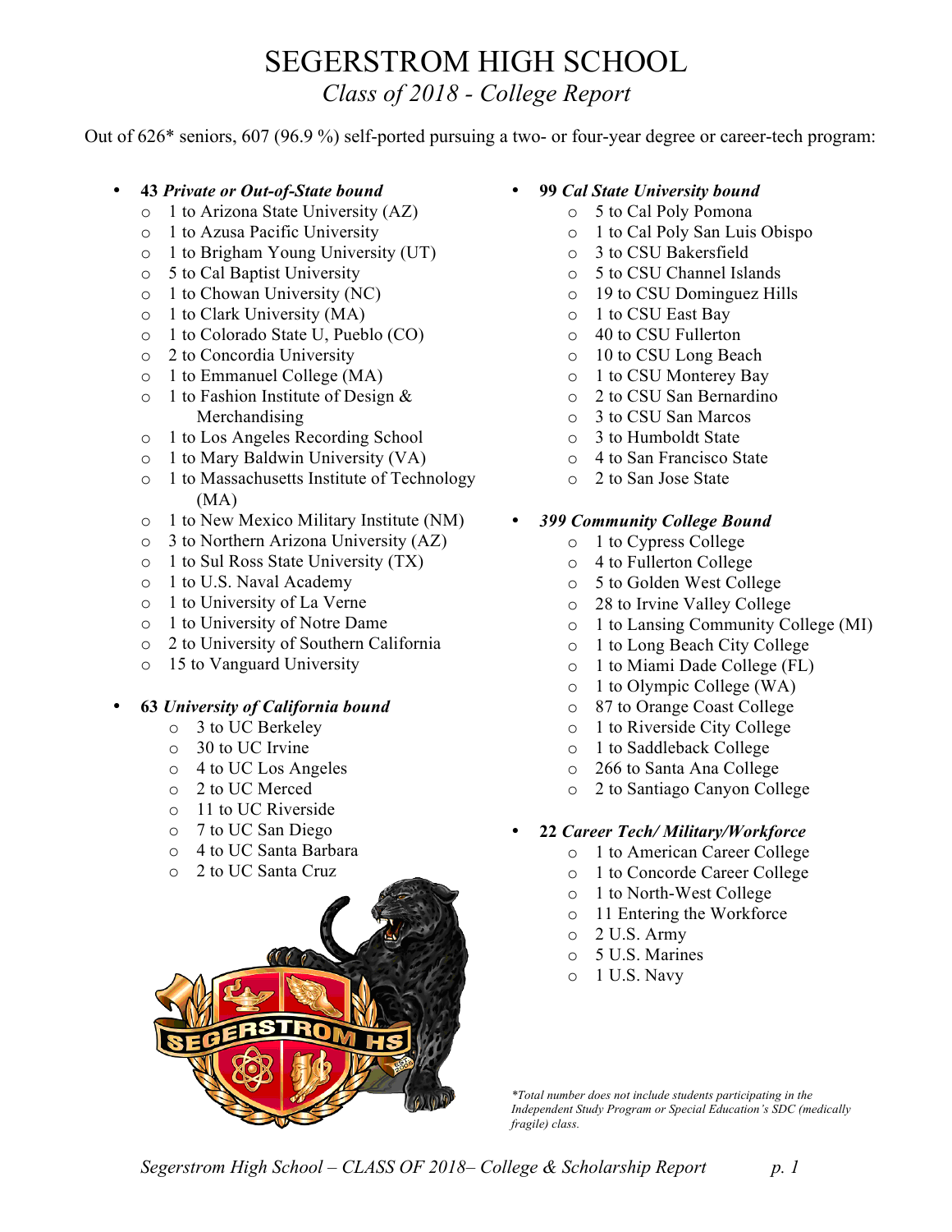# SEGERSTROM HIGH SCHOOL

*Class of 2018 - College Report*

Out of 626* seniors, 607 (96.9 %) self-ported pursuing a two- or four-year degree or career-tech program:

- **43 *Private or Out-of-State bound***
  - 1 to Arizona State University (AZ)
  - 1 to Azusa Pacific University
  - 1 to Brigham Young University (UT)
  - 5 to Cal Baptist University
  - 1 to Chowan University (NC)
  - 1 to Clark University (MA)
  - 1 to Colorado State U, Pueblo (CO)
  - 2 to Concordia University
  - 1 to Emmanuel College (MA)
  - 1 to Fashion Institute of Design & Merchandising
  - 1 to Los Angeles Recording School
  - 1 to Mary Baldwin University (VA)
  - 1 to Massachusetts Institute of Technology (MA)
  - 1 to New Mexico Military Institute (NM)
  - 3 to Northern Arizona University (AZ)
  - 1 to Sul Ross State University (TX)
  - 1 to U.S. Naval Academy
  - 1 to University of La Verne
  - 1 to University of Notre Dame
  - 2 to University of Southern California
  - 15 to Vanguard University

- **63 *University of California bound***
  - 3 to UC Berkeley
  - 30 to UC Irvine
  - 4 to UC Los Angeles
  - 2 to UC Merced
  - 11 to UC Riverside
  - 7 to UC San Diego
  - 4 to UC Santa Barbara
  - 2 to UC Santa Cruz

- **99 *Cal State University bound***
  - 5 to Cal Poly Pomona
  - 1 to Cal Poly San Luis Obispo
  - 3 to CSU Bakersfield
  - 5 to CSU Channel Islands
  - 19 to CSU Dominguez Hills
  - 1 to CSU East Bay
  - 40 to CSU Fullerton
  - 10 to CSU Long Beach
  - 1 to CSU Monterey Bay
  - 2 to CSU San Bernardino
  - 3 to CSU San Marcos
  - 3 to Humboldt State
  - 4 to San Francisco State
  - 2 to San Jose State

- ***399 Community College Bound***
  - 1 to Cypress College
  - 4 to Fullerton College
  - 5 to Golden West College
  - 28 to Irvine Valley College
  - 1 to Lansing Community College (MI)
  - 1 to Long Beach City College
  - 1 to Miami Dade College (FL)
  - 1 to Olympic College (WA)
  - 87 to Orange Coast College
  - 1 to Riverside City College
  - 1 to Saddleback College
  - 266 to Santa Ana College
  - 2 to Santiago Canyon College

- **22 *Career Tech/ Military/Workforce***
  - 1 to American Career College
  - 1 to Concorde Career College
  - 1 to North-West College
  - 11 Entering the Workforce
  - 2 U.S. Army
  - 5 U.S. Marines
  - 1 U.S. Navy

*\*Total number does not include students participating in the Independent Study Program or Special Education's SDC (medically fragile) class.*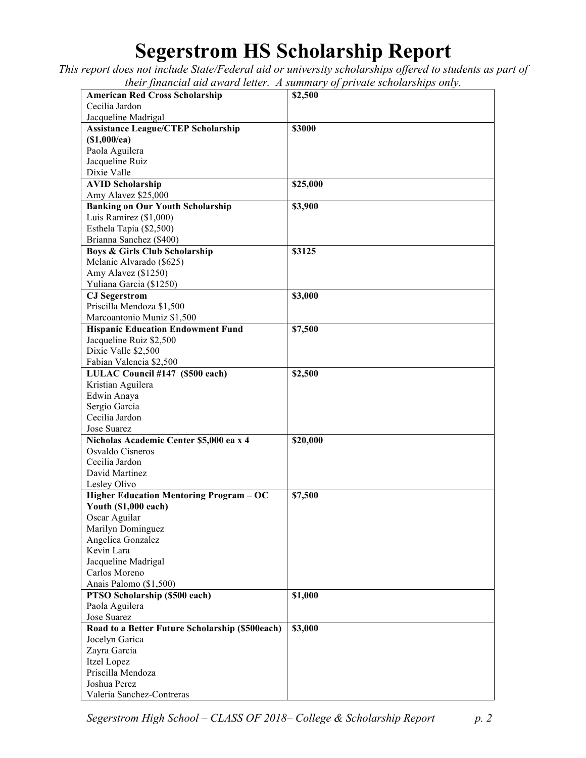# Segerstrom HS Scholarship Report

*This report does not include State/Federal aid or university scholarships offered to students as part of their financial aid award letter. A summary of private scholarships only.*

| Scholarship / Recipients | Amount |
|---|---|
| **American Red Cross Scholarship**<br>Cecilia Jardon<br>Jacqueline Madrigal | **$2,500** |
| **Assistance League/CTEP Scholarship ($1,000/ea)**<br>Paola Aguilera<br>Jacqueline Ruiz<br>Dixie Valle | **$3000** |
| **AVID Scholarship**<br>Amy Alavez $25,000 | **$25,000** |
| **Banking on Our Youth Scholarship**<br>Luis Ramirez ($1,000)<br>Esthela Tapia ($2,500)<br>Brianna Sanchez ($400) | **$3,900** |
| **Boys & Girls Club Scholarship**<br>Melanie Alvarado ($625)<br>Amy Alavez ($1250)<br>Yuliana Garcia ($1250) | **$3125** |
| **CJ Segerstrom**<br>Priscilla Mendoza $1,500<br>Marcoantonio Muniz $1,500 | **$3,000** |
| **Hispanic Education Endowment Fund**<br>Jacqueline Ruiz $2,500<br>Dixie Valle $2,500<br>Fabian Valencia $2,500 | **$7,500** |
| **LULAC Council #147 ($500 each)**<br>Kristian Aguilera<br>Edwin Anaya<br>Sergio Garcia<br>Cecilia Jardon<br>Jose Suarez | **$2,500** |
| **Nicholas Academic Center $5,000 ea x 4**<br>Osvaldo Cisneros<br>Cecilia Jardon<br>David Martinez<br>Lesley Olivo | **$20,000** |
| **Higher Education Mentoring Program – OC Youth ($1,000 each)**<br>Oscar Aguilar<br>Marilyn Dominguez<br>Angelica Gonzalez<br>Kevin Lara<br>Jacqueline Madrigal<br>Carlos Moreno<br>Anais Palomo ($1,500) | **$7,500** |
| **PTSO Scholarship ($500 each)**<br>Paola Aguilera<br>Jose Suarez | **$1,000** |
| **Road to a Better Future Scholarship ($500each)**<br>Jocelyn Garica<br>Zayra Garcia<br>Itzel Lopez<br>Priscilla Mendoza<br>Joshua Perez<br>Valeria Sanchez-Contreras | **$3,000** |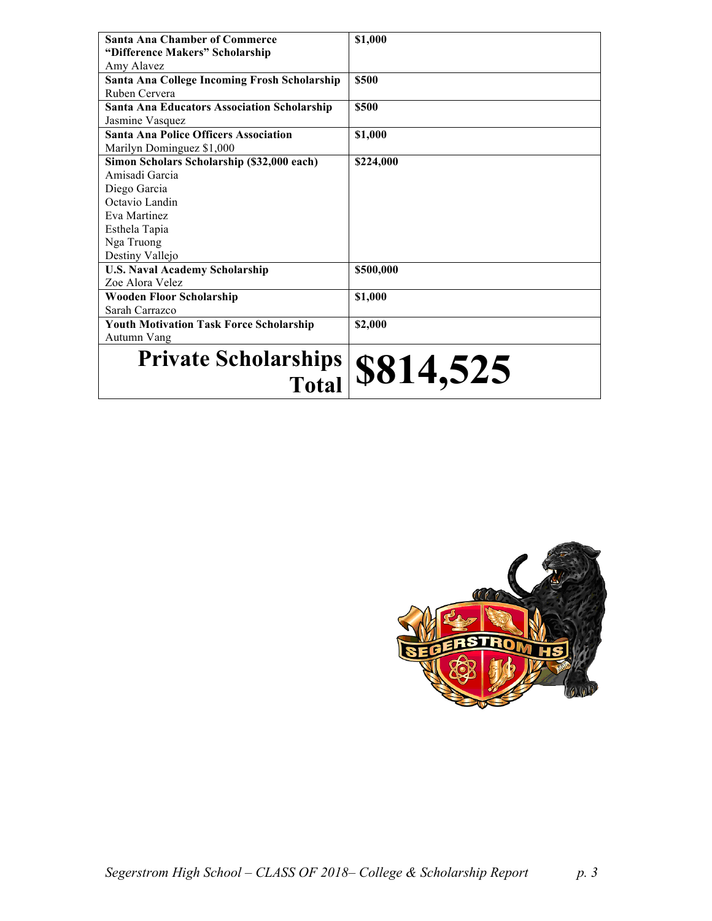| | |
|---|---|
| **Santa Ana Chamber of Commerce "Difference Makers" Scholarship**<br>Amy Alavez | **$1,000** |
| **Santa Ana College Incoming Frosh Scholarship**<br>Ruben Cervera | **$500** |
| **Santa Ana Educators Association Scholarship**<br>Jasmine Vasquez | **$500** |
| **Santa Ana Police Officers Association**<br>Marilyn Dominguez $1,000 | **$1,000** |
| **Simon Scholars Scholarship ($32,000 each)**<br>Amisadi Garcia<br>Diego Garcia<br>Octavio Landin<br>Eva Martinez<br>Esthela Tapia<br>Nga Truong<br>Destiny Vallejo | **$224,000** |
| **U.S. Naval Academy Scholarship**<br>Zoe Alora Velez | **$500,000** |
| **Wooden Floor Scholarship**<br>Sarah Carrazco | **$1,000** |
| **Youth Motivation Task Force Scholarship**<br>Autumn Vang | **$2,000** |
| **Private Scholarships Total** | **$814,525** |